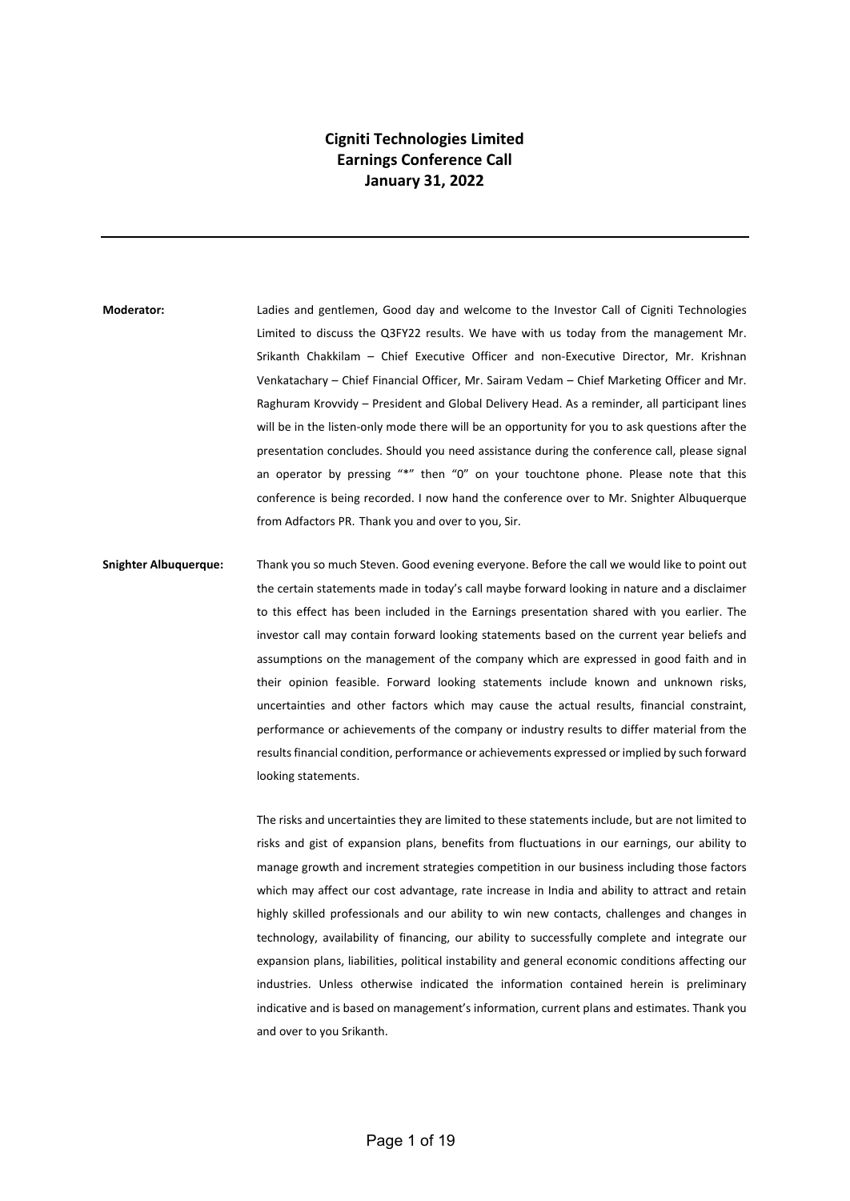# Cigniti Technologies Limited
## Earnings Conference Call
### January 31, 2022

---

**Moderator:** Ladies and gentlemen, Good day and welcome to the Investor Call of Cigniti Technologies Limited to discuss the Q3FY22 results. We have with us today from the management Mr. Srikanth Chakkilam – Chief Executive Officer and non-Executive Director, Mr. Krishnan Venkatachary – Chief Financial Officer, Mr. Sairam Vedam – Chief Marketing Officer and Mr. Raghuram Krovvidy – President and Global Delivery Head. As a reminder, all participant lines will be in the listen-only mode there will be an opportunity for you to ask questions after the presentation concludes. Should you need assistance during the conference call, please signal an operator by pressing "*" then "0" on your touchtone phone. Please note that this conference is being recorded. I now hand the conference over to Mr. Snighter Albuquerque from Adfactors PR. Thank you and over to you, Sir.

**Snighter Albuquerque:** Thank you so much Steven. Good evening everyone. Before the call we would like to point out the certain statements made in today's call maybe forward looking in nature and a disclaimer to this effect has been included in the Earnings presentation shared with you earlier. The investor call may contain forward looking statements based on the current year beliefs and assumptions on the management of the company which are expressed in good faith and in their opinion feasible. Forward looking statements include known and unknown risks, uncertainties and other factors which may cause the actual results, financial constraint, performance or achievements of the company or industry results to differ material from the results financial condition, performance or achievements expressed or implied by such forward looking statements.

The risks and uncertainties they are limited to these statements include, but are not limited to risks and gist of expansion plans, benefits from fluctuations in our earnings, our ability to manage growth and increment strategies competition in our business including those factors which may affect our cost advantage, rate increase in India and ability to attract and retain highly skilled professionals and our ability to win new contacts, challenges and changes in technology, availability of financing, our ability to successfully complete and integrate our expansion plans, liabilities, political instability and general economic conditions affecting our industries. Unless otherwise indicated the information contained herein is preliminary indicative and is based on management's information, current plans and estimates. Thank you and over to you Srikanth.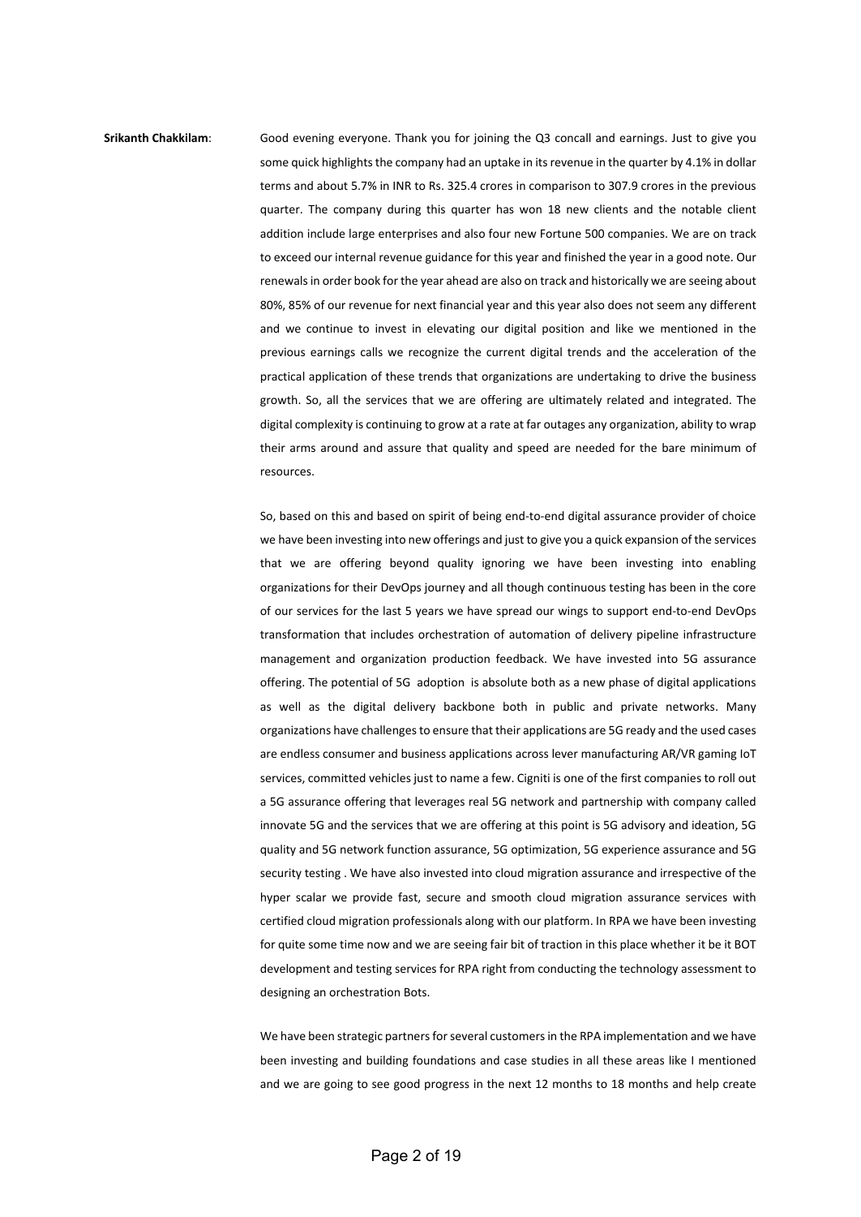**Srikanth Chakkilam**: Good evening everyone. Thank you for joining the Q3 concall and earnings. Just to give you some quick highlights the company had an uptake in its revenue in the quarter by 4.1% in dollar terms and about 5.7% in INR to Rs. 325.4 crores in comparison to 307.9 crores in the previous quarter. The company during this quarter has won 18 new clients and the notable client addition include large enterprises and also four new Fortune 500 companies. We are on track to exceed our internal revenue guidance for this year and finished the year in a good note. Our renewals in order book for the year ahead are also on track and historically we are seeing about 80%, 85% of our revenue for next financial year and this year also does not seem any different and we continue to invest in elevating our digital position and like we mentioned in the previous earnings calls we recognize the current digital trends and the acceleration of the practical application of these trends that organizations are undertaking to drive the business growth. So, all the services that we are offering are ultimately related and integrated. The digital complexity is continuing to grow at a rate at far outages any organization, ability to wrap their arms around and assure that quality and speed are needed for the bare minimum of resources.

So, based on this and based on spirit of being end-to-end digital assurance provider of choice we have been investing into new offerings and just to give you a quick expansion of the services that we are offering beyond quality ignoring we have been investing into enabling organizations for their DevOps journey and all though continuous testing has been in the core of our services for the last 5 years we have spread our wings to support end-to-end DevOps transformation that includes orchestration of automation of delivery pipeline infrastructure management and organization production feedback. We have invested into 5G assurance offering. The potential of 5G adoption is absolute both as a new phase of digital applications as well as the digital delivery backbone both in public and private networks. Many organizations have challenges to ensure that their applications are 5G ready and the used cases are endless consumer and business applications across lever manufacturing AR/VR gaming IoT services, committed vehicles just to name a few. Cigniti is one of the first companies to roll out a 5G assurance offering that leverages real 5G network and partnership with company called innovate 5G and the services that we are offering at this point is 5G advisory and ideation, 5G quality and 5G network function assurance, 5G optimization, 5G experience assurance and 5G security testing . We have also invested into cloud migration assurance and irrespective of the hyper scalar we provide fast, secure and smooth cloud migration assurance services with certified cloud migration professionals along with our platform. In RPA we have been investing for quite some time now and we are seeing fair bit of traction in this place whether it be it BOT development and testing services for RPA right from conducting the technology assessment to designing an orchestration Bots.

We have been strategic partners for several customers in the RPA implementation and we have been investing and building foundations and case studies in all these areas like I mentioned and we are going to see good progress in the next 12 months to 18 months and help create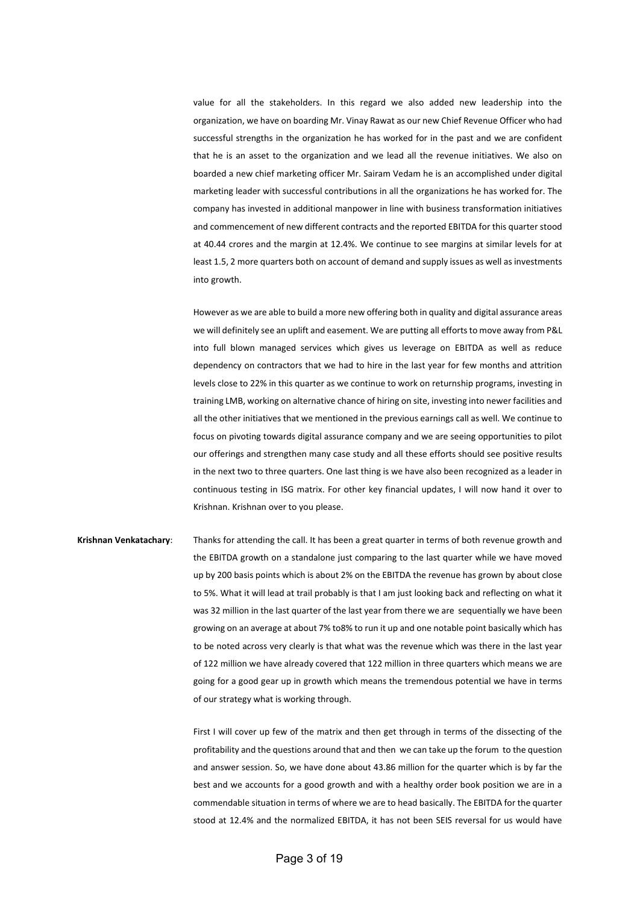value for all the stakeholders. In this regard we also added new leadership into the organization, we have on boarding Mr. Vinay Rawat as our new Chief Revenue Officer who had successful strengths in the organization he has worked for in the past and we are confident that he is an asset to the organization and we lead all the revenue initiatives. We also on boarded a new chief marketing officer Mr. Sairam Vedam he is an accomplished under digital marketing leader with successful contributions in all the organizations he has worked for. The company has invested in additional manpower in line with business transformation initiatives and commencement of new different contracts and the reported EBITDA for this quarter stood at 40.44 crores and the margin at 12.4%. We continue to see margins at similar levels for at least 1.5, 2 more quarters both on account of demand and supply issues as well as investments into growth.

However as we are able to build a more new offering both in quality and digital assurance areas we will definitely see an uplift and easement. We are putting all efforts to move away from P&L into full blown managed services which gives us leverage on EBITDA as well as reduce dependency on contractors that we had to hire in the last year for few months and attrition levels close to 22% in this quarter as we continue to work on returnship programs, investing in training LMB, working on alternative chance of hiring on site, investing into newer facilities and all the other initiatives that we mentioned in the previous earnings call as well. We continue to focus on pivoting towards digital assurance company and we are seeing opportunities to pilot our offerings and strengthen many case study and all these efforts should see positive results in the next two to three quarters. One last thing is we have also been recognized as a leader in continuous testing in ISG matrix. For other key financial updates, I will now hand it over to Krishnan. Krishnan over to you please.

**Krishnan Venkatachary**: Thanks for attending the call. It has been a great quarter in terms of both revenue growth and the EBITDA growth on a standalone just comparing to the last quarter while we have moved up by 200 basis points which is about 2% on the EBITDA the revenue has grown by about close to 5%. What it will lead at trail probably is that I am just looking back and reflecting on what it was 32 million in the last quarter of the last year from there we are sequentially we have been growing on an average at about 7% to8% to run it up and one notable point basically which has to be noted across very clearly is that what was the revenue which was there in the last year of 122 million we have already covered that 122 million in three quarters which means we are going for a good gear up in growth which means the tremendous potential we have in terms of our strategy what is working through.

First I will cover up few of the matrix and then get through in terms of the dissecting of the profitability and the questions around that and then we can take up the forum to the question and answer session. So, we have done about 43.86 million for the quarter which is by far the best and we accounts for a good growth and with a healthy order book position we are in a commendable situation in terms of where we are to head basically. The EBITDA for the quarter stood at 12.4% and the normalized EBITDA, it has not been SEIS reversal for us would have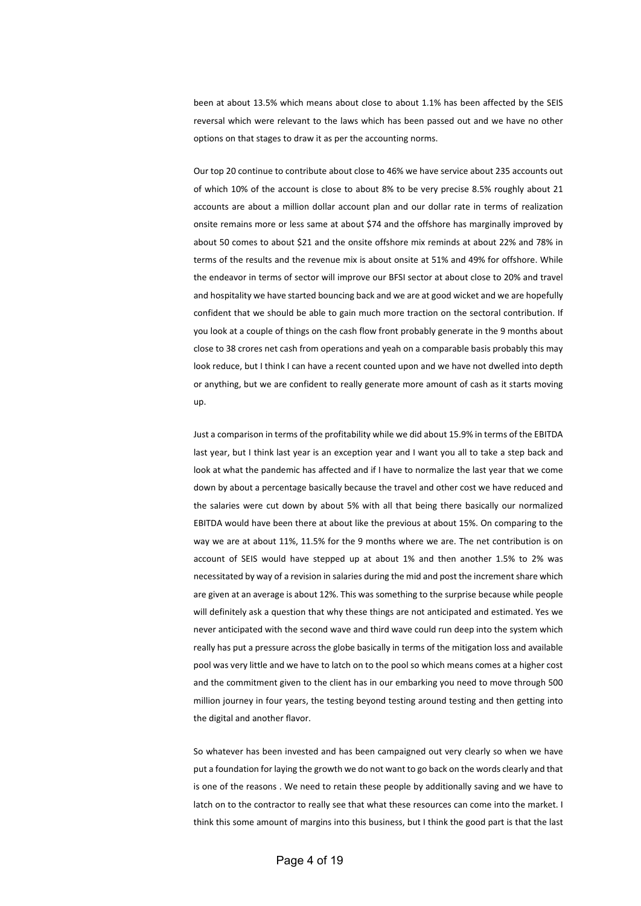been at about 13.5% which means about close to about 1.1% has been affected by the SEIS reversal which were relevant to the laws which has been passed out and we have no other options on that stages to draw it as per the accounting norms.

Our top 20 continue to contribute about close to 46% we have service about 235 accounts out of which 10% of the account is close to about 8% to be very precise 8.5% roughly about 21 accounts are about a million dollar account plan and our dollar rate in terms of realization onsite remains more or less same at about $74 and the offshore has marginally improved by about 50 comes to about $21 and the onsite offshore mix reminds at about 22% and 78% in terms of the results and the revenue mix is about onsite at 51% and 49% for offshore. While the endeavor in terms of sector will improve our BFSI sector at about close to 20% and travel and hospitality we have started bouncing back and we are at good wicket and we are hopefully confident that we should be able to gain much more traction on the sectoral contribution. If you look at a couple of things on the cash flow front probably generate in the 9 months about close to 38 crores net cash from operations and yeah on a comparable basis probably this may look reduce, but I think I can have a recent counted upon and we have not dwelled into depth or anything, but we are confident to really generate more amount of cash as it starts moving up.

Just a comparison in terms of the profitability while we did about 15.9% in terms of the EBITDA last year, but I think last year is an exception year and I want you all to take a step back and look at what the pandemic has affected and if I have to normalize the last year that we come down by about a percentage basically because the travel and other cost we have reduced and the salaries were cut down by about 5% with all that being there basically our normalized EBITDA would have been there at about like the previous at about 15%. On comparing to the way we are at about 11%, 11.5% for the 9 months where we are. The net contribution is on account of SEIS would have stepped up at about 1% and then another 1.5% to 2% was necessitated by way of a revision in salaries during the mid and post the increment share which are given at an average is about 12%. This was something to the surprise because while people will definitely ask a question that why these things are not anticipated and estimated. Yes we never anticipated with the second wave and third wave could run deep into the system which really has put a pressure across the globe basically in terms of the mitigation loss and available pool was very little and we have to latch on to the pool so which means comes at a higher cost and the commitment given to the client has in our embarking you need to move through 500 million journey in four years, the testing beyond testing around testing and then getting into the digital and another flavor.

So whatever has been invested and has been campaigned out very clearly so when we have put a foundation for laying the growth we do not want to go back on the words clearly and that is one of the reasons . We need to retain these people by additionally saving and we have to latch on to the contractor to really see that what these resources can come into the market. I think this some amount of margins into this business, but I think the good part is that the last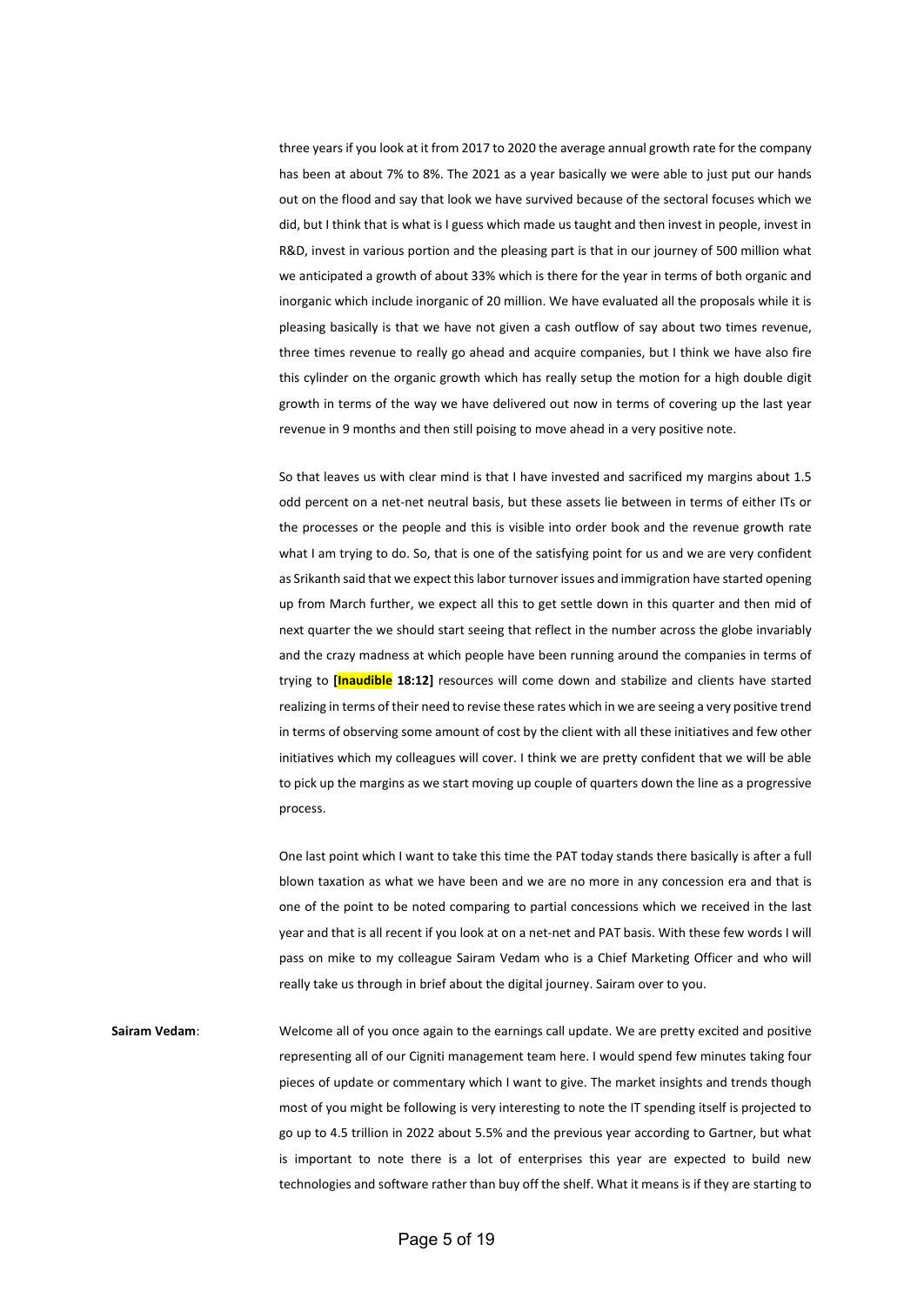three years if you look at it from 2017 to 2020 the average annual growth rate for the company has been at about 7% to 8%. The 2021 as a year basically we were able to just put our hands out on the flood and say that look we have survived because of the sectoral focuses which we did, but I think that is what is I guess which made us taught and then invest in people, invest in R&D, invest in various portion and the pleasing part is that in our journey of 500 million what we anticipated a growth of about 33% which is there for the year in terms of both organic and inorganic which include inorganic of 20 million. We have evaluated all the proposals while it is pleasing basically is that we have not given a cash outflow of say about two times revenue, three times revenue to really go ahead and acquire companies, but I think we have also fire this cylinder on the organic growth which has really setup the motion for a high double digit growth in terms of the way we have delivered out now in terms of covering up the last year revenue in 9 months and then still poising to move ahead in a very positive note.

So that leaves us with clear mind is that I have invested and sacrificed my margins about 1.5 odd percent on a net-net neutral basis, but these assets lie between in terms of either ITs or the processes or the people and this is visible into order book and the revenue growth rate what I am trying to do. So, that is one of the satisfying point for us and we are very confident as Srikanth said that we expect this labor turnover issues and immigration have started opening up from March further, we expect all this to get settle down in this quarter and then mid of next quarter the we should start seeing that reflect in the number across the globe invariably and the crazy madness at which people have been running around the companies in terms of trying to **[Inaudible 18:12]** resources will come down and stabilize and clients have started realizing in terms of their need to revise these rates which in we are seeing a very positive trend in terms of observing some amount of cost by the client with all these initiatives and few other initiatives which my colleagues will cover. I think we are pretty confident that we will be able to pick up the margins as we start moving up couple of quarters down the line as a progressive process.

One last point which I want to take this time the PAT today stands there basically is after a full blown taxation as what we have been and we are no more in any concession era and that is one of the point to be noted comparing to partial concessions which we received in the last year and that is all recent if you look at on a net-net and PAT basis. With these few words I will pass on mike to my colleague Sairam Vedam who is a Chief Marketing Officer and who will really take us through in brief about the digital journey. Sairam over to you.

**Sairam Vedam**: Welcome all of you once again to the earnings call update. We are pretty excited and positive representing all of our Cigniti management team here. I would spend few minutes taking four pieces of update or commentary which I want to give. The market insights and trends though most of you might be following is very interesting to note the IT spending itself is projected to go up to 4.5 trillion in 2022 about 5.5% and the previous year according to Gartner, but what is important to note there is a lot of enterprises this year are expected to build new technologies and software rather than buy off the shelf. What it means is if they are starting to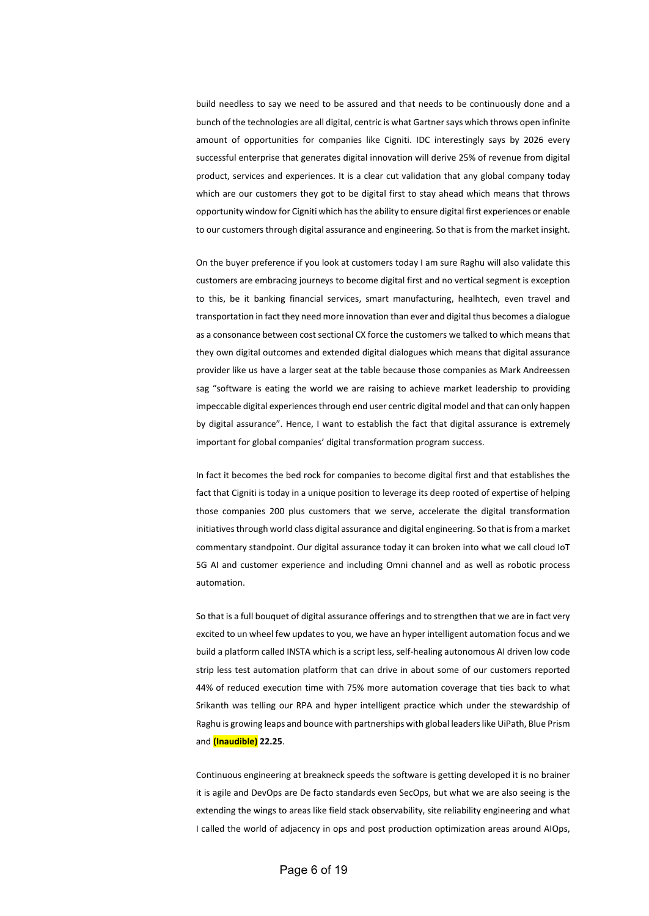build needless to say we need to be assured and that needs to be continuously done and a bunch of the technologies are all digital, centric is what Gartner says which throws open infinite amount of opportunities for companies like Cigniti. IDC interestingly says by 2026 every successful enterprise that generates digital innovation will derive 25% of revenue from digital product, services and experiences. It is a clear cut validation that any global company today which are our customers they got to be digital first to stay ahead which means that throws opportunity window for Cigniti which has the ability to ensure digital first experiences or enable to our customers through digital assurance and engineering. So that is from the market insight.

On the buyer preference if you look at customers today I am sure Raghu will also validate this customers are embracing journeys to become digital first and no vertical segment is exception to this, be it banking financial services, smart manufacturing, healhtech, even travel and transportation in fact they need more innovation than ever and digital thus becomes a dialogue as a consonance between cost sectional CX force the customers we talked to which means that they own digital outcomes and extended digital dialogues which means that digital assurance provider like us have a larger seat at the table because those companies as Mark Andreessen sag "software is eating the world we are raising to achieve market leadership to providing impeccable digital experiences through end user centric digital model and that can only happen by digital assurance". Hence, I want to establish the fact that digital assurance is extremely important for global companies' digital transformation program success.

In fact it becomes the bed rock for companies to become digital first and that establishes the fact that Cigniti is today in a unique position to leverage its deep rooted of expertise of helping those companies 200 plus customers that we serve, accelerate the digital transformation initiatives through world class digital assurance and digital engineering. So that is from a market commentary standpoint. Our digital assurance today it can broken into what we call cloud IoT 5G AI and customer experience and including Omni channel and as well as robotic process automation.

So that is a full bouquet of digital assurance offerings and to strengthen that we are in fact very excited to un wheel few updates to you, we have an hyper intelligent automation focus and we build a platform called INSTA which is a script less, self-healing autonomous AI driven low code strip less test automation platform that can drive in about some of our customers reported 44% of reduced execution time with 75% more automation coverage that ties back to what Srikanth was telling our RPA and hyper intelligent practice which under the stewardship of Raghu is growing leaps and bounce with partnerships with global leaders like UiPath, Blue Prism and **(Inaudible) 22.25**.

Continuous engineering at breakneck speeds the software is getting developed it is no brainer it is agile and DevOps are De facto standards even SecOps, but what we are also seeing is the extending the wings to areas like field stack observability, site reliability engineering and what I called the world of adjacency in ops and post production optimization areas around AIOps,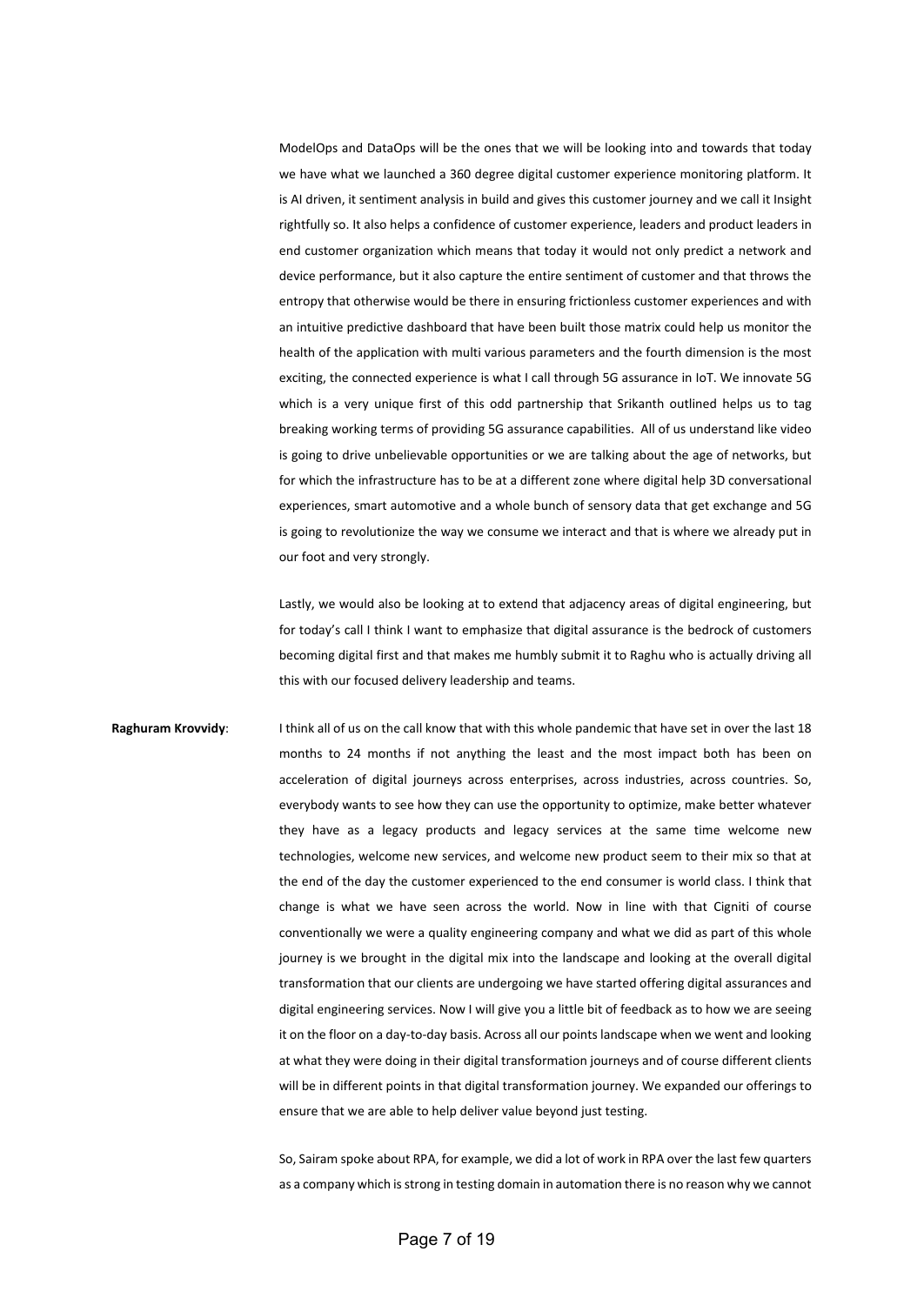ModelOps and DataOps will be the ones that we will be looking into and towards that today we have what we launched a 360 degree digital customer experience monitoring platform. It is AI driven, it sentiment analysis in build and gives this customer journey and we call it Insight rightfully so. It also helps a confidence of customer experience, leaders and product leaders in end customer organization which means that today it would not only predict a network and device performance, but it also capture the entire sentiment of customer and that throws the entropy that otherwise would be there in ensuring frictionless customer experiences and with an intuitive predictive dashboard that have been built those matrix could help us monitor the health of the application with multi various parameters and the fourth dimension is the most exciting, the connected experience is what I call through 5G assurance in IoT. We innovate 5G which is a very unique first of this odd partnership that Srikanth outlined helps us to tag breaking working terms of providing 5G assurance capabilities. All of us understand like video is going to drive unbelievable opportunities or we are talking about the age of networks, but for which the infrastructure has to be at a different zone where digital help 3D conversational experiences, smart automotive and a whole bunch of sensory data that get exchange and 5G is going to revolutionize the way we consume we interact and that is where we already put in our foot and very strongly.

Lastly, we would also be looking at to extend that adjacency areas of digital engineering, but for today's call I think I want to emphasize that digital assurance is the bedrock of customers becoming digital first and that makes me humbly submit it to Raghu who is actually driving all this with our focused delivery leadership and teams.

**Raghuram Krovvidy**: I think all of us on the call know that with this whole pandemic that have set in over the last 18 months to 24 months if not anything the least and the most impact both has been on acceleration of digital journeys across enterprises, across industries, across countries. So, everybody wants to see how they can use the opportunity to optimize, make better whatever they have as a legacy products and legacy services at the same time welcome new technologies, welcome new services, and welcome new product seem to their mix so that at the end of the day the customer experienced to the end consumer is world class. I think that change is what we have seen across the world. Now in line with that Cigniti of course conventionally we were a quality engineering company and what we did as part of this whole journey is we brought in the digital mix into the landscape and looking at the overall digital transformation that our clients are undergoing we have started offering digital assurances and digital engineering services. Now I will give you a little bit of feedback as to how we are seeing it on the floor on a day-to-day basis. Across all our points landscape when we went and looking at what they were doing in their digital transformation journeys and of course different clients will be in different points in that digital transformation journey. We expanded our offerings to ensure that we are able to help deliver value beyond just testing.

So, Sairam spoke about RPA, for example, we did a lot of work in RPA over the last few quarters as a company which is strong in testing domain in automation there is no reason why we cannot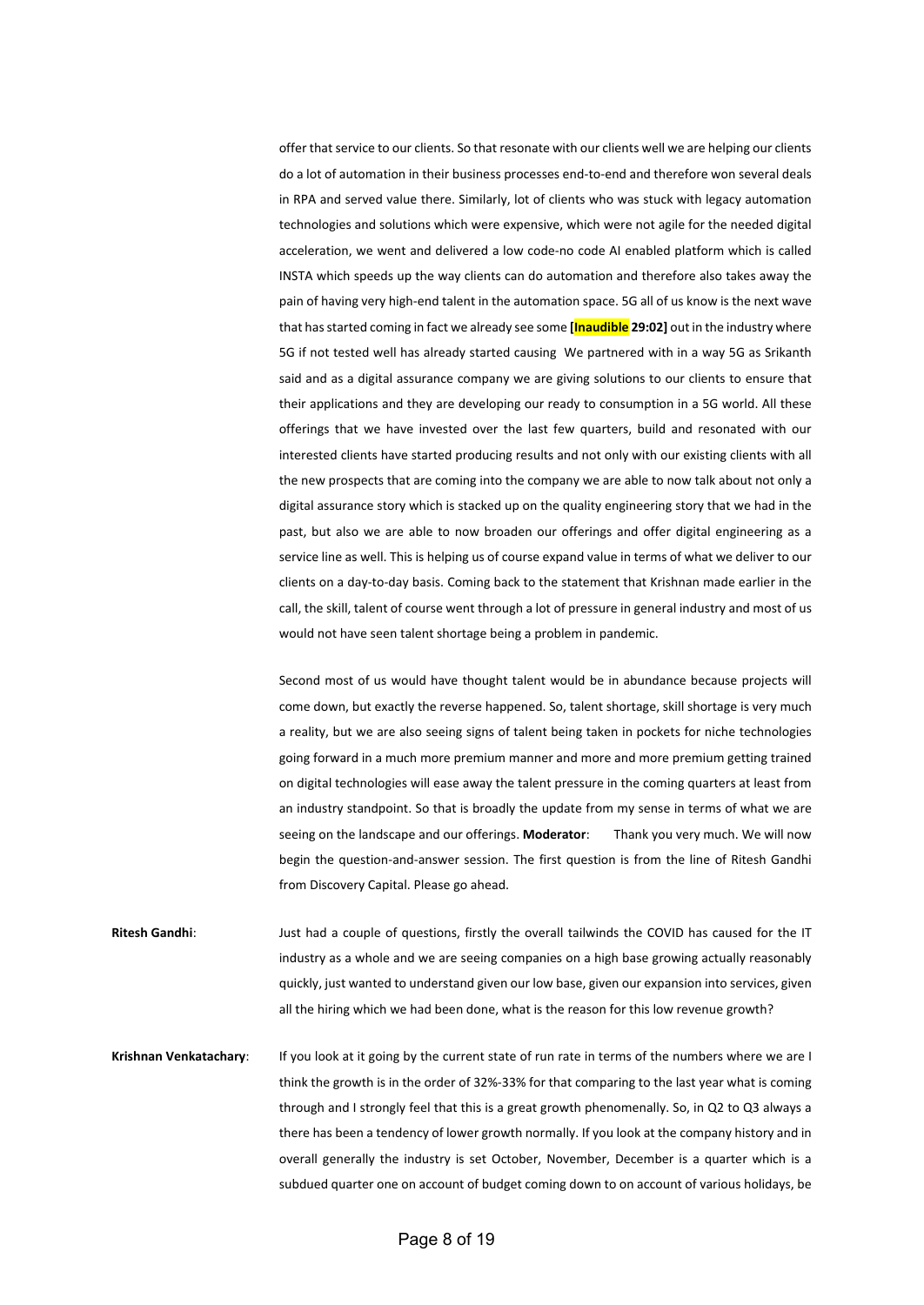offer that service to our clients. So that resonate with our clients well we are helping our clients do a lot of automation in their business processes end-to-end and therefore won several deals in RPA and served value there. Similarly, lot of clients who was stuck with legacy automation technologies and solutions which were expensive, which were not agile for the needed digital acceleration, we went and delivered a low code-no code AI enabled platform which is called INSTA which speeds up the way clients can do automation and therefore also takes away the pain of having very high-end talent in the automation space. 5G all of us know is the next wave that has started coming in fact we already see some **[Inaudible 29:02]** out in the industry where 5G if not tested well has already started causing We partnered with in a way 5G as Srikanth said and as a digital assurance company we are giving solutions to our clients to ensure that their applications and they are developing our ready to consumption in a 5G world. All these offerings that we have invested over the last few quarters, build and resonated with our interested clients have started producing results and not only with our existing clients with all the new prospects that are coming into the company we are able to now talk about not only a digital assurance story which is stacked up on the quality engineering story that we had in the past, but also we are able to now broaden our offerings and offer digital engineering as a service line as well. This is helping us of course expand value in terms of what we deliver to our clients on a day-to-day basis. Coming back to the statement that Krishnan made earlier in the call, the skill, talent of course went through a lot of pressure in general industry and most of us would not have seen talent shortage being a problem in pandemic.

Second most of us would have thought talent would be in abundance because projects will come down, but exactly the reverse happened. So, talent shortage, skill shortage is very much a reality, but we are also seeing signs of talent being taken in pockets for niche technologies going forward in a much more premium manner and more and more premium getting trained on digital technologies will ease away the talent pressure in the coming quarters at least from an industry standpoint. So that is broadly the update from my sense in terms of what we are seeing on the landscape and our offerings.

**Moderator**: Thank you very much. We will now begin the question-and-answer session. The first question is from the line of Ritesh Gandhi from Discovery Capital. Please go ahead.

**Ritesh Gandhi**: Just had a couple of questions, firstly the overall tailwinds the COVID has caused for the IT industry as a whole and we are seeing companies on a high base growing actually reasonably quickly, just wanted to understand given our low base, given our expansion into services, given all the hiring which we had been done, what is the reason for this low revenue growth?

**Krishnan Venkatachary**: If you look at it going by the current state of run rate in terms of the numbers where we are I think the growth is in the order of 32%-33% for that comparing to the last year what is coming through and I strongly feel that this is a great growth phenomenally. So, in Q2 to Q3 always a there has been a tendency of lower growth normally. If you look at the company history and in overall generally the industry is set October, November, December is a quarter which is a subdued quarter one on account of budget coming down to on account of various holidays, be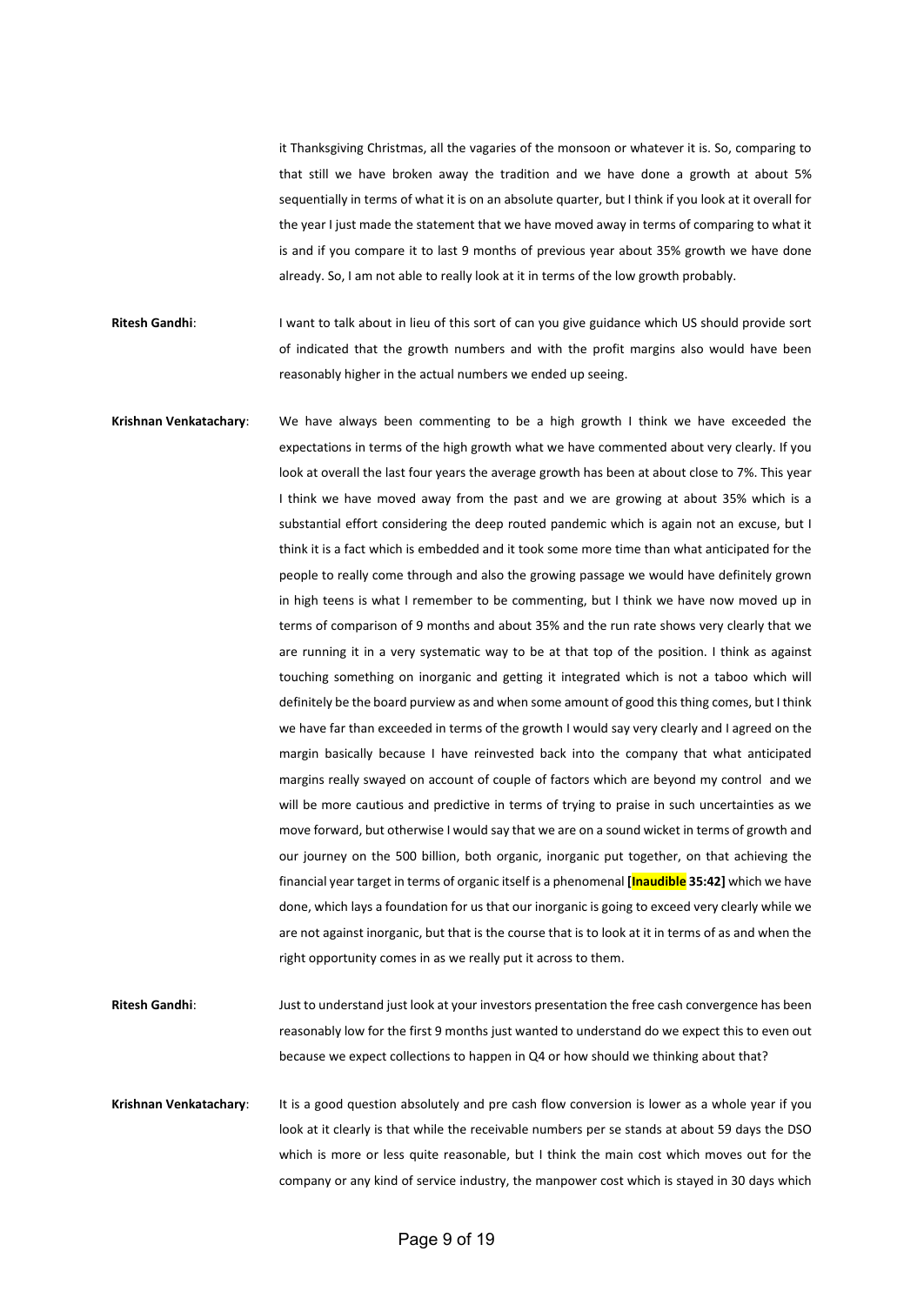it Thanksgiving Christmas, all the vagaries of the monsoon or whatever it is. So, comparing to that still we have broken away the tradition and we have done a growth at about 5% sequentially in terms of what it is on an absolute quarter, but I think if you look at it overall for the year I just made the statement that we have moved away in terms of comparing to what it is and if you compare it to last 9 months of previous year about 35% growth we have done already. So, I am not able to really look at it in terms of the low growth probably.

**Ritesh Gandhi**: I want to talk about in lieu of this sort of can you give guidance which US should provide sort of indicated that the growth numbers and with the profit margins also would have been reasonably higher in the actual numbers we ended up seeing.

**Krishnan Venkatachary**: We have always been commenting to be a high growth I think we have exceeded the expectations in terms of the high growth what we have commented about very clearly. If you look at overall the last four years the average growth has been at about close to 7%. This year I think we have moved away from the past and we are growing at about 35% which is a substantial effort considering the deep routed pandemic which is again not an excuse, but I think it is a fact which is embedded and it took some more time than what anticipated for the people to really come through and also the growing passage we would have definitely grown in high teens is what I remember to be commenting, but I think we have now moved up in terms of comparison of 9 months and about 35% and the run rate shows very clearly that we are running it in a very systematic way to be at that top of the position. I think as against touching something on inorganic and getting it integrated which is not a taboo which will definitely be the board purview as and when some amount of good this thing comes, but I think we have far than exceeded in terms of the growth I would say very clearly and I agreed on the margin basically because I have reinvested back into the company that what anticipated margins really swayed on account of couple of factors which are beyond my control and we will be more cautious and predictive in terms of trying to praise in such uncertainties as we move forward, but otherwise I would say that we are on a sound wicket in terms of growth and our journey on the 500 billion, both organic, inorganic put together, on that achieving the financial year target in terms of organic itself is a phenomenal **[Inaudible 35:42]** which we have done, which lays a foundation for us that our inorganic is going to exceed very clearly while we are not against inorganic, but that is the course that is to look at it in terms of as and when the right opportunity comes in as we really put it across to them.

**Ritesh Gandhi**: Just to understand just look at your investors presentation the free cash convergence has been reasonably low for the first 9 months just wanted to understand do we expect this to even out because we expect collections to happen in Q4 or how should we thinking about that?

**Krishnan Venkatachary**: It is a good question absolutely and pre cash flow conversion is lower as a whole year if you look at it clearly is that while the receivable numbers per se stands at about 59 days the DSO which is more or less quite reasonable, but I think the main cost which moves out for the company or any kind of service industry, the manpower cost which is stayed in 30 days which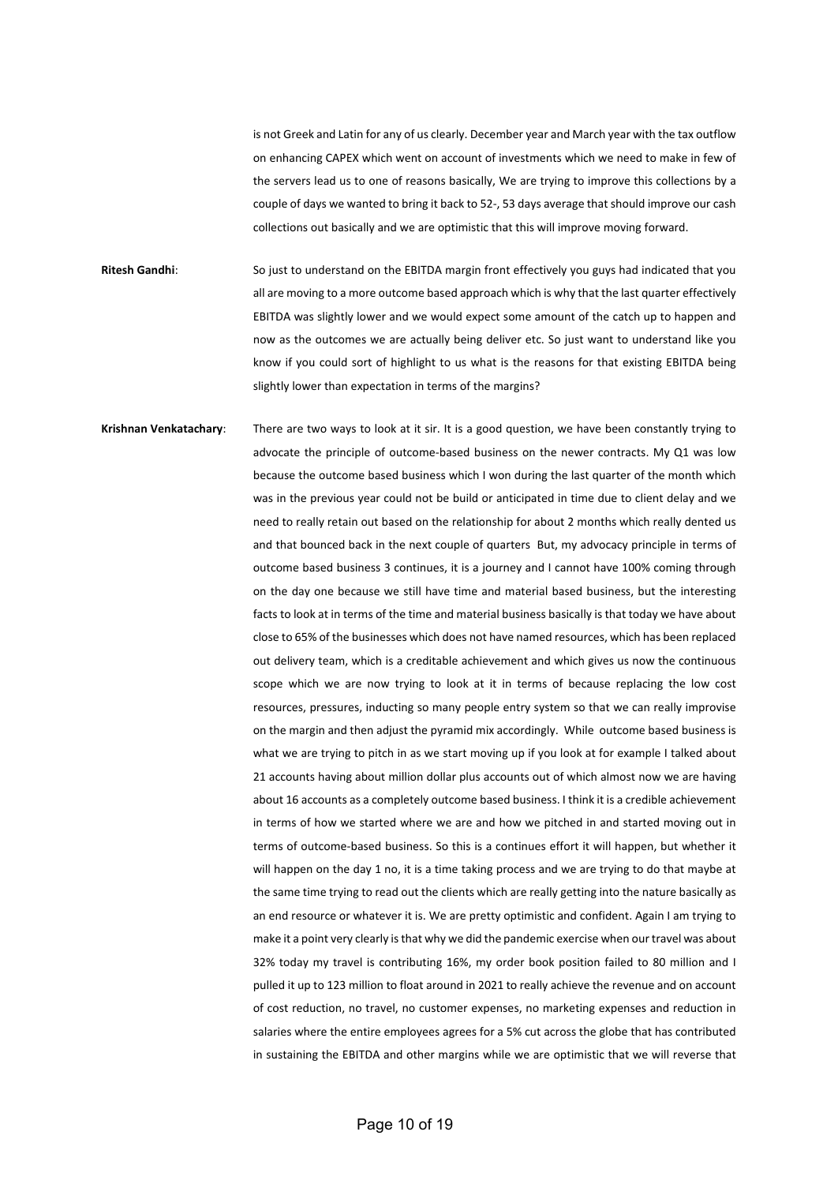is not Greek and Latin for any of us clearly. December year and March year with the tax outflow on enhancing CAPEX which went on account of investments which we need to make in few of the servers lead us to one of reasons basically, We are trying to improve this collections by a couple of days we wanted to bring it back to 52-, 53 days average that should improve our cash collections out basically and we are optimistic that this will improve moving forward.

**Ritesh Gandhi**: So just to understand on the EBITDA margin front effectively you guys had indicated that you all are moving to a more outcome based approach which is why that the last quarter effectively EBITDA was slightly lower and we would expect some amount of the catch up to happen and now as the outcomes we are actually being deliver etc. So just want to understand like you know if you could sort of highlight to us what is the reasons for that existing EBITDA being slightly lower than expectation in terms of the margins?

**Krishnan Venkatachary**: There are two ways to look at it sir. It is a good question, we have been constantly trying to advocate the principle of outcome-based business on the newer contracts. My Q1 was low because the outcome based business which I won during the last quarter of the month which was in the previous year could not be build or anticipated in time due to client delay and we need to really retain out based on the relationship for about 2 months which really dented us and that bounced back in the next couple of quarters But, my advocacy principle in terms of outcome based business 3 continues, it is a journey and I cannot have 100% coming through on the day one because we still have time and material based business, but the interesting facts to look at in terms of the time and material business basically is that today we have about close to 65% of the businesses which does not have named resources, which has been replaced out delivery team, which is a creditable achievement and which gives us now the continuous scope which we are now trying to look at it in terms of because replacing the low cost resources, pressures, inducting so many people entry system so that we can really improvise on the margin and then adjust the pyramid mix accordingly. While outcome based business is what we are trying to pitch in as we start moving up if you look at for example I talked about 21 accounts having about million dollar plus accounts out of which almost now we are having about 16 accounts as a completely outcome based business. I think it is a credible achievement in terms of how we started where we are and how we pitched in and started moving out in terms of outcome-based business. So this is a continues effort it will happen, but whether it will happen on the day 1 no, it is a time taking process and we are trying to do that maybe at the same time trying to read out the clients which are really getting into the nature basically as an end resource or whatever it is. We are pretty optimistic and confident. Again I am trying to make it a point very clearly is that why we did the pandemic exercise when our travel was about 32% today my travel is contributing 16%, my order book position failed to 80 million and I pulled it up to 123 million to float around in 2021 to really achieve the revenue and on account of cost reduction, no travel, no customer expenses, no marketing expenses and reduction in salaries where the entire employees agrees for a 5% cut across the globe that has contributed in sustaining the EBITDA and other margins while we are optimistic that we will reverse that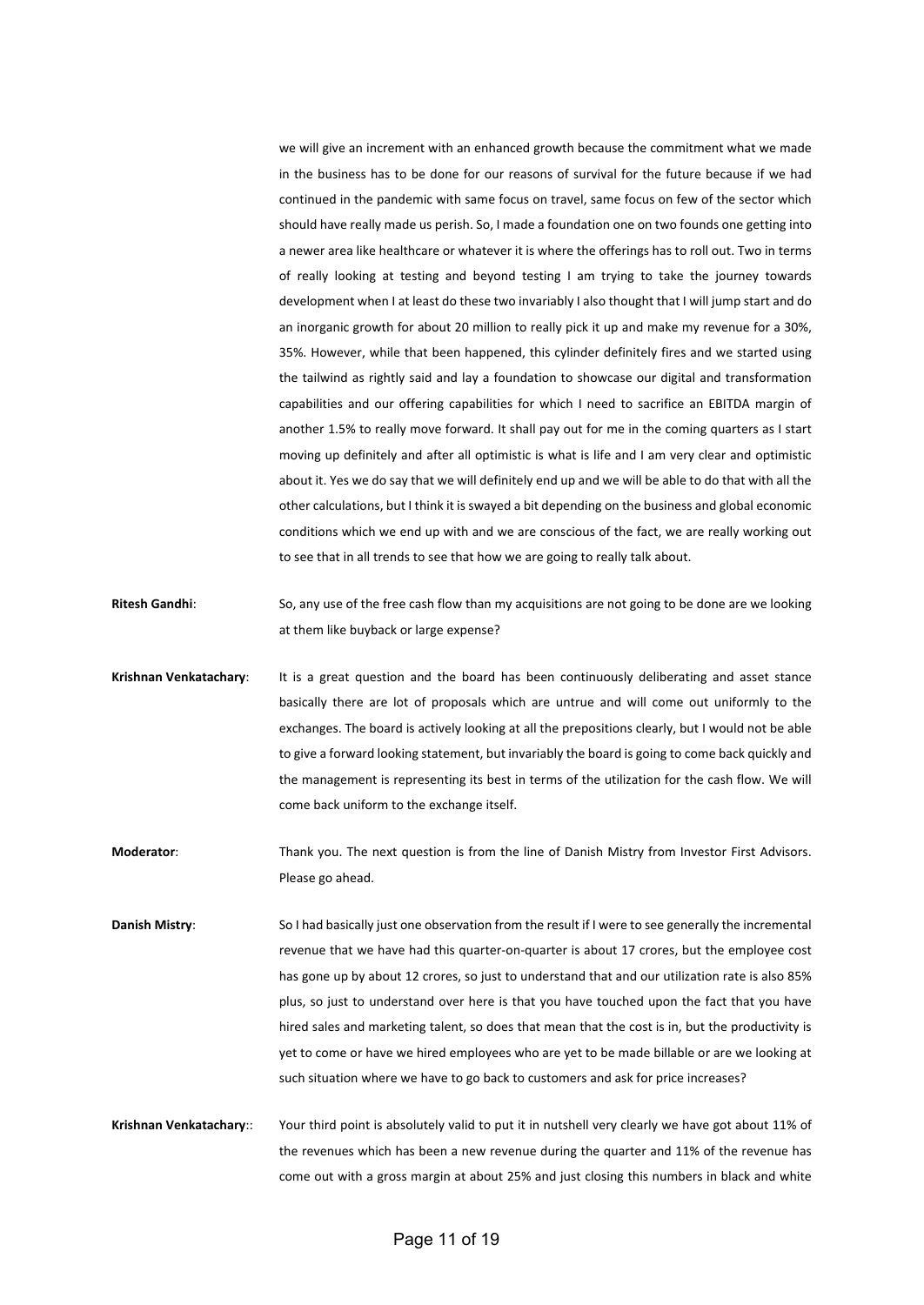we will give an increment with an enhanced growth because the commitment what we made in the business has to be done for our reasons of survival for the future because if we had continued in the pandemic with same focus on travel, same focus on few of the sector which should have really made us perish. So, I made a foundation one on two founds one getting into a newer area like healthcare or whatever it is where the offerings has to roll out. Two in terms of really looking at testing and beyond testing I am trying to take the journey towards development when I at least do these two invariably I also thought that I will jump start and do an inorganic growth for about 20 million to really pick it up and make my revenue for a 30%, 35%. However, while that been happened, this cylinder definitely fires and we started using the tailwind as rightly said and lay a foundation to showcase our digital and transformation capabilities and our offering capabilities for which I need to sacrifice an EBITDA margin of another 1.5% to really move forward. It shall pay out for me in the coming quarters as I start moving up definitely and after all optimistic is what is life and I am very clear and optimistic about it. Yes we do say that we will definitely end up and we will be able to do that with all the other calculations, but I think it is swayed a bit depending on the business and global economic conditions which we end up with and we are conscious of the fact, we are really working out to see that in all trends to see that how we are going to really talk about.

**Ritesh Gandhi**: So, any use of the free cash flow than my acquisitions are not going to be done are we looking at them like buyback or large expense?

**Krishnan Venkatachary**: It is a great question and the board has been continuously deliberating and asset stance basically there are lot of proposals which are untrue and will come out uniformly to the exchanges. The board is actively looking at all the prepositions clearly, but I would not be able to give a forward looking statement, but invariably the board is going to come back quickly and the management is representing its best in terms of the utilization for the cash flow. We will come back uniform to the exchange itself.

**Moderator**: Thank you. The next question is from the line of Danish Mistry from Investor First Advisors. Please go ahead.

**Danish Mistry**: So I had basically just one observation from the result if I were to see generally the incremental revenue that we have had this quarter-on-quarter is about 17 crores, but the employee cost has gone up by about 12 crores, so just to understand that and our utilization rate is also 85% plus, so just to understand over here is that you have touched upon the fact that you have hired sales and marketing talent, so does that mean that the cost is in, but the productivity is yet to come or have we hired employees who are yet to be made billable or are we looking at such situation where we have to go back to customers and ask for price increases?

**Krishnan Venkatachary**:: Your third point is absolutely valid to put it in nutshell very clearly we have got about 11% of the revenues which has been a new revenue during the quarter and 11% of the revenue has come out with a gross margin at about 25% and just closing this numbers in black and white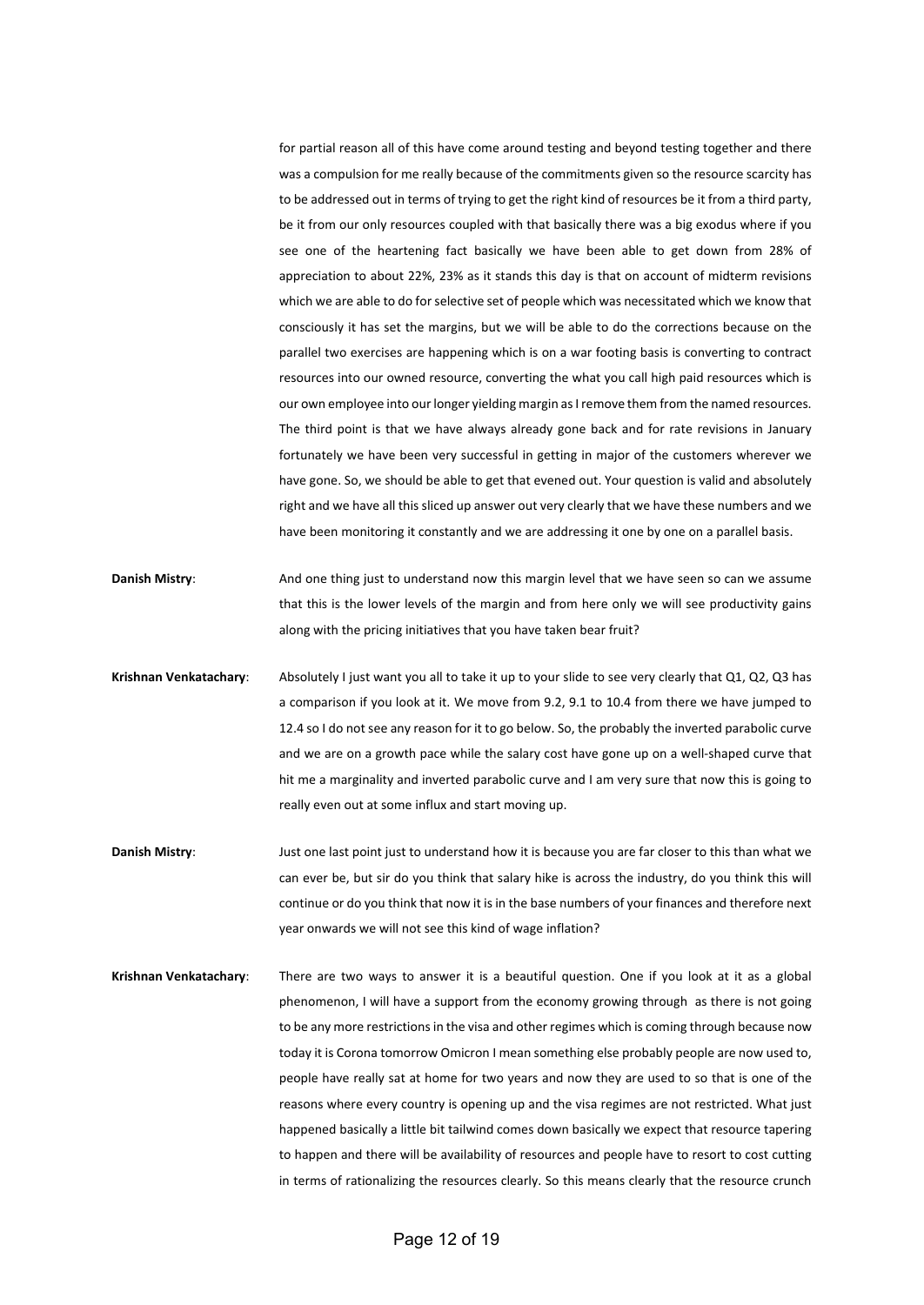for partial reason all of this have come around testing and beyond testing together and there was a compulsion for me really because of the commitments given so the resource scarcity has to be addressed out in terms of trying to get the right kind of resources be it from a third party, be it from our only resources coupled with that basically there was a big exodus where if you see one of the heartening fact basically we have been able to get down from 28% of appreciation to about 22%, 23% as it stands this day is that on account of midterm revisions which we are able to do for selective set of people which was necessitated which we know that consciously it has set the margins, but we will be able to do the corrections because on the parallel two exercises are happening which is on a war footing basis is converting to contract resources into our owned resource, converting the what you call high paid resources which is our own employee into our longer yielding margin as I remove them from the named resources. The third point is that we have always already gone back and for rate revisions in January fortunately we have been very successful in getting in major of the customers wherever we have gone. So, we should be able to get that evened out. Your question is valid and absolutely right and we have all this sliced up answer out very clearly that we have these numbers and we have been monitoring it constantly and we are addressing it one by one on a parallel basis.

**Danish Mistry**: And one thing just to understand now this margin level that we have seen so can we assume that this is the lower levels of the margin and from here only we will see productivity gains along with the pricing initiatives that you have taken bear fruit?

**Krishnan Venkatachary**: Absolutely I just want you all to take it up to your slide to see very clearly that Q1, Q2, Q3 has a comparison if you look at it. We move from 9.2, 9.1 to 10.4 from there we have jumped to 12.4 so I do not see any reason for it to go below. So, the probably the inverted parabolic curve and we are on a growth pace while the salary cost have gone up on a well-shaped curve that hit me a marginality and inverted parabolic curve and I am very sure that now this is going to really even out at some influx and start moving up.

**Danish Mistry**: Just one last point just to understand how it is because you are far closer to this than what we can ever be, but sir do you think that salary hike is across the industry, do you think this will continue or do you think that now it is in the base numbers of your finances and therefore next year onwards we will not see this kind of wage inflation?

**Krishnan Venkatachary**: There are two ways to answer it is a beautiful question. One if you look at it as a global phenomenon, I will have a support from the economy growing through as there is not going to be any more restrictions in the visa and other regimes which is coming through because now today it is Corona tomorrow Omicron I mean something else probably people are now used to, people have really sat at home for two years and now they are used to so that is one of the reasons where every country is opening up and the visa regimes are not restricted. What just happened basically a little bit tailwind comes down basically we expect that resource tapering to happen and there will be availability of resources and people have to resort to cost cutting in terms of rationalizing the resources clearly. So this means clearly that the resource crunch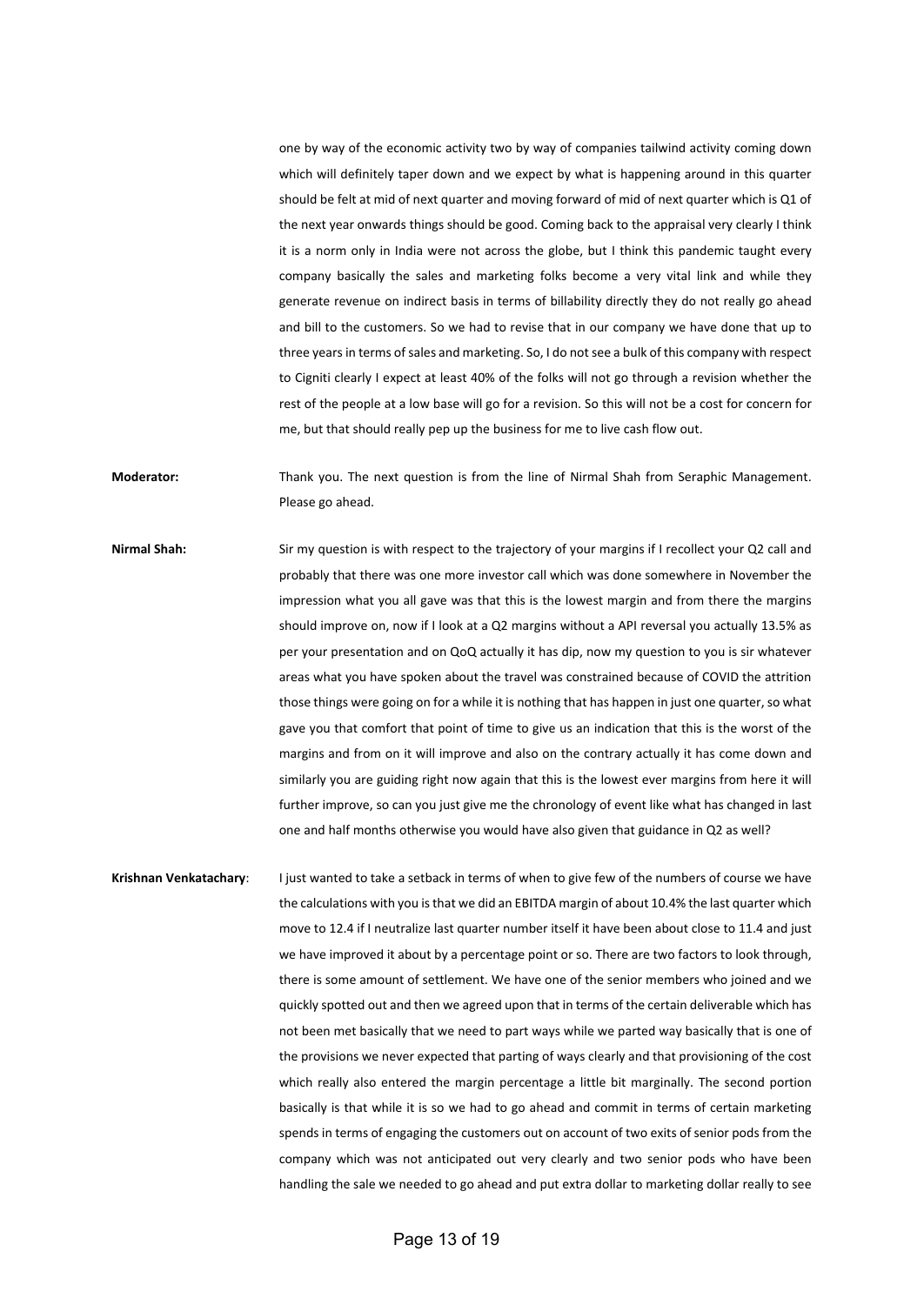one by way of the economic activity two by way of companies tailwind activity coming down which will definitely taper down and we expect by what is happening around in this quarter should be felt at mid of next quarter and moving forward of mid of next quarter which is Q1 of the next year onwards things should be good. Coming back to the appraisal very clearly I think it is a norm only in India were not across the globe, but I think this pandemic taught every company basically the sales and marketing folks become a very vital link and while they generate revenue on indirect basis in terms of billability directly they do not really go ahead and bill to the customers. So we had to revise that in our company we have done that up to three years in terms of sales and marketing. So, I do not see a bulk of this company with respect to Cigniti clearly I expect at least 40% of the folks will not go through a revision whether the rest of the people at a low base will go for a revision. So this will not be a cost for concern for me, but that should really pep up the business for me to live cash flow out.

**Moderator:** Thank you. The next question is from the line of Nirmal Shah from Seraphic Management. Please go ahead.

**Nirmal Shah:** Sir my question is with respect to the trajectory of your margins if I recollect your Q2 call and probably that there was one more investor call which was done somewhere in November the impression what you all gave was that this is the lowest margin and from there the margins should improve on, now if I look at a Q2 margins without a API reversal you actually 13.5% as per your presentation and on QoQ actually it has dip, now my question to you is sir whatever areas what you have spoken about the travel was constrained because of COVID the attrition those things were going on for a while it is nothing that has happen in just one quarter, so what gave you that comfort that point of time to give us an indication that this is the worst of the margins and from on it will improve and also on the contrary actually it has come down and similarly you are guiding right now again that this is the lowest ever margins from here it will further improve, so can you just give me the chronology of event like what has changed in last one and half months otherwise you would have also given that guidance in Q2 as well?

**Krishnan Venkatachary**: I just wanted to take a setback in terms of when to give few of the numbers of course we have the calculations with you is that we did an EBITDA margin of about 10.4% the last quarter which move to 12.4 if I neutralize last quarter number itself it have been about close to 11.4 and just we have improved it about by a percentage point or so. There are two factors to look through, there is some amount of settlement. We have one of the senior members who joined and we quickly spotted out and then we agreed upon that in terms of the certain deliverable which has not been met basically that we need to part ways while we parted way basically that is one of the provisions we never expected that parting of ways clearly and that provisioning of the cost which really also entered the margin percentage a little bit marginally. The second portion basically is that while it is so we had to go ahead and commit in terms of certain marketing spends in terms of engaging the customers out on account of two exits of senior pods from the company which was not anticipated out very clearly and two senior pods who have been handling the sale we needed to go ahead and put extra dollar to marketing dollar really to see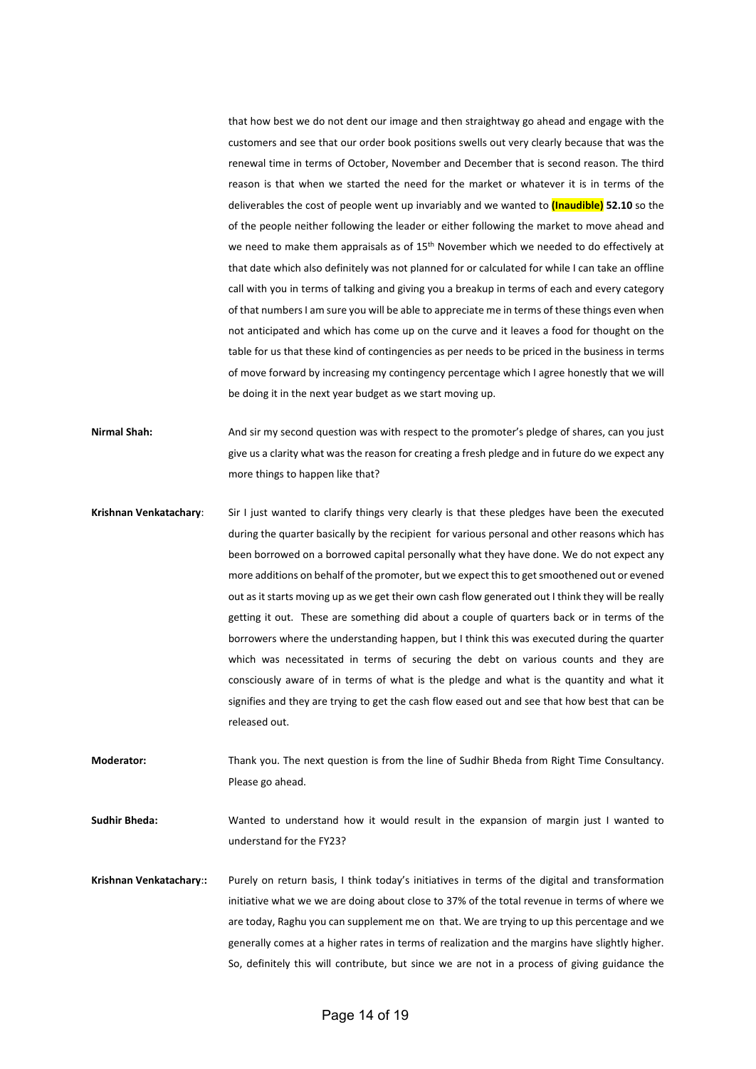that how best we do not dent our image and then straightway go ahead and engage with the customers and see that our order book positions swells out very clearly because that was the renewal time in terms of October, November and December that is second reason. The third reason is that when we started the need for the market or whatever it is in terms of the deliverables the cost of people went up invariably and we wanted to **(Inaudible) 52.10** so the of the people neither following the leader or either following the market to move ahead and we need to make them appraisals as of 15th November which we needed to do effectively at that date which also definitely was not planned for or calculated for while I can take an offline call with you in terms of talking and giving you a breakup in terms of each and every category of that numbers I am sure you will be able to appreciate me in terms of these things even when not anticipated and which has come up on the curve and it leaves a food for thought on the table for us that these kind of contingencies as per needs to be priced in the business in terms of move forward by increasing my contingency percentage which I agree honestly that we will be doing it in the next year budget as we start moving up.

**Nirmal Shah:** And sir my second question was with respect to the promoter's pledge of shares, can you just give us a clarity what was the reason for creating a fresh pledge and in future do we expect any more things to happen like that?

**Krishnan Venkatachary**: Sir I just wanted to clarify things very clearly is that these pledges have been the executed during the quarter basically by the recipient for various personal and other reasons which has been borrowed on a borrowed capital personally what they have done. We do not expect any more additions on behalf of the promoter, but we expect this to get smoothened out or evened out as it starts moving up as we get their own cash flow generated out I think they will be really getting it out. These are something did about a couple of quarters back or in terms of the borrowers where the understanding happen, but I think this was executed during the quarter which was necessitated in terms of securing the debt on various counts and they are consciously aware of in terms of what is the pledge and what is the quantity and what it signifies and they are trying to get the cash flow eased out and see that how best that can be released out.

**Moderator:** Thank you. The next question is from the line of Sudhir Bheda from Right Time Consultancy. Please go ahead.

**Sudhir Bheda:** Wanted to understand how it would result in the expansion of margin just I wanted to understand for the FY23?

**Krishnan Venkatachary::** Purely on return basis, I think today's initiatives in terms of the digital and transformation initiative what we we are doing about close to 37% of the total revenue in terms of where we are today, Raghu you can supplement me on that. We are trying to up this percentage and we generally comes at a higher rates in terms of realization and the margins have slightly higher. So, definitely this will contribute, but since we are not in a process of giving guidance the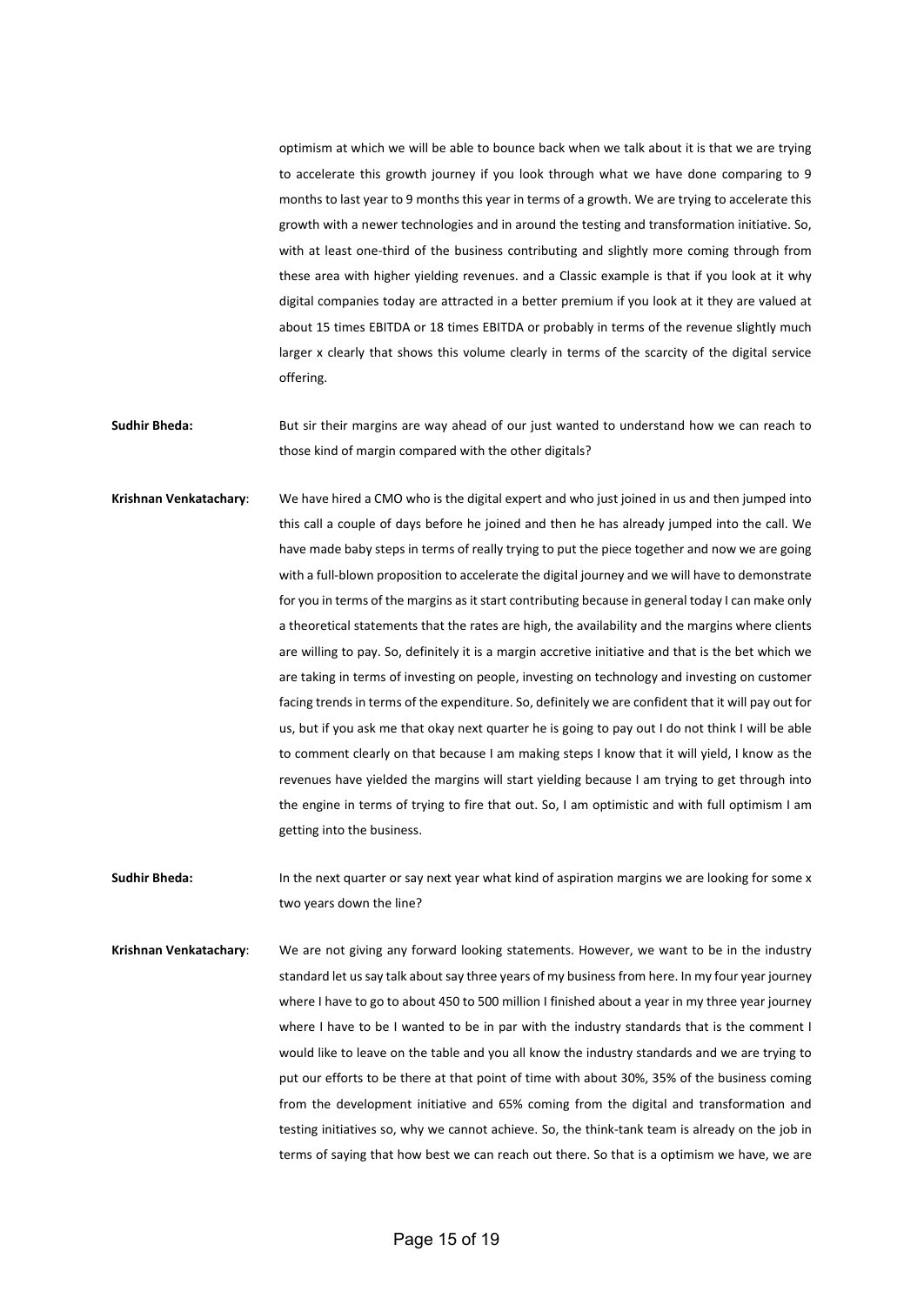optimism at which we will be able to bounce back when we talk about it is that we are trying to accelerate this growth journey if you look through what we have done comparing to 9 months to last year to 9 months this year in terms of a growth. We are trying to accelerate this growth with a newer technologies and in around the testing and transformation initiative. So, with at least one-third of the business contributing and slightly more coming through from these area with higher yielding revenues. and a Classic example is that if you look at it why digital companies today are attracted in a better premium if you look at it they are valued at about 15 times EBITDA or 18 times EBITDA or probably in terms of the revenue slightly much larger x clearly that shows this volume clearly in terms of the scarcity of the digital service offering.

**Sudhir Bheda:** But sir their margins are way ahead of our just wanted to understand how we can reach to those kind of margin compared with the other digitals?

**Krishnan Venkatachary**: We have hired a CMO who is the digital expert and who just joined in us and then jumped into this call a couple of days before he joined and then he has already jumped into the call. We have made baby steps in terms of really trying to put the piece together and now we are going with a full-blown proposition to accelerate the digital journey and we will have to demonstrate for you in terms of the margins as it start contributing because in general today I can make only a theoretical statements that the rates are high, the availability and the margins where clients are willing to pay. So, definitely it is a margin accretive initiative and that is the bet which we are taking in terms of investing on people, investing on technology and investing on customer facing trends in terms of the expenditure. So, definitely we are confident that it will pay out for us, but if you ask me that okay next quarter he is going to pay out I do not think I will be able to comment clearly on that because I am making steps I know that it will yield, I know as the revenues have yielded the margins will start yielding because I am trying to get through into the engine in terms of trying to fire that out. So, I am optimistic and with full optimism I am getting into the business.

**Sudhir Bheda:** In the next quarter or say next year what kind of aspiration margins we are looking for some x two years down the line?

**Krishnan Venkatachary**: We are not giving any forward looking statements. However, we want to be in the industry standard let us say talk about say three years of my business from here. In my four year journey where I have to go to about 450 to 500 million I finished about a year in my three year journey where I have to be I wanted to be in par with the industry standards that is the comment I would like to leave on the table and you all know the industry standards and we are trying to put our efforts to be there at that point of time with about 30%, 35% of the business coming from the development initiative and 65% coming from the digital and transformation and testing initiatives so, why we cannot achieve. So, the think-tank team is already on the job in terms of saying that how best we can reach out there. So that is a optimism we have, we are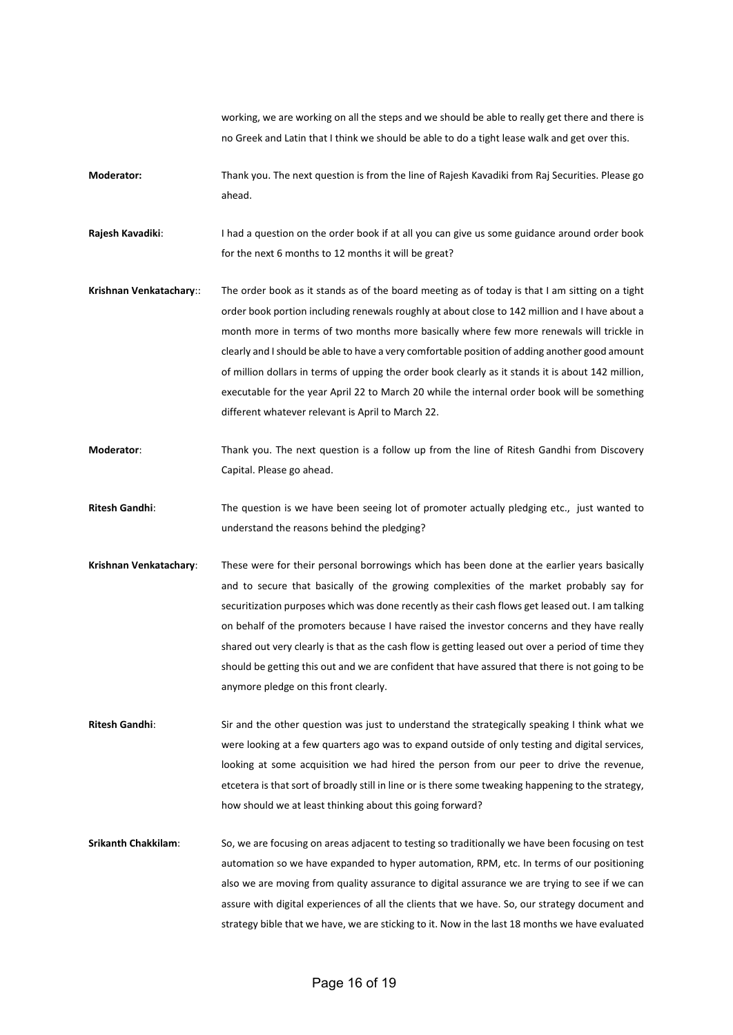working, we are working on all the steps and we should be able to really get there and there is no Greek and Latin that I think we should be able to do a tight lease walk and get over this.

**Moderator:** Thank you. The next question is from the line of Rajesh Kavadiki from Raj Securities. Please go ahead.

**Rajesh Kavadiki**: I had a question on the order book if at all you can give us some guidance around order book for the next 6 months to 12 months it will be great?

**Krishnan Venkatachary**:: The order book as it stands as of the board meeting as of today is that I am sitting on a tight order book portion including renewals roughly at about close to 142 million and I have about a month more in terms of two months more basically where few more renewals will trickle in clearly and I should be able to have a very comfortable position of adding another good amount of million dollars in terms of upping the order book clearly as it stands it is about 142 million, executable for the year April 22 to March 20 while the internal order book will be something different whatever relevant is April to March 22.

**Moderator**: Thank you. The next question is a follow up from the line of Ritesh Gandhi from Discovery Capital. Please go ahead.

**Ritesh Gandhi**: The question is we have been seeing lot of promoter actually pledging etc., just wanted to understand the reasons behind the pledging?

**Krishnan Venkatachary**: These were for their personal borrowings which has been done at the earlier years basically and to secure that basically of the growing complexities of the market probably say for securitization purposes which was done recently as their cash flows get leased out. I am talking on behalf of the promoters because I have raised the investor concerns and they have really shared out very clearly is that as the cash flow is getting leased out over a period of time they should be getting this out and we are confident that have assured that there is not going to be anymore pledge on this front clearly.

**Ritesh Gandhi**: Sir and the other question was just to understand the strategically speaking I think what we were looking at a few quarters ago was to expand outside of only testing and digital services, looking at some acquisition we had hired the person from our peer to drive the revenue, etcetera is that sort of broadly still in line or is there some tweaking happening to the strategy, how should we at least thinking about this going forward?

**Srikanth Chakkilam**: So, we are focusing on areas adjacent to testing so traditionally we have been focusing on test automation so we have expanded to hyper automation, RPM, etc. In terms of our positioning also we are moving from quality assurance to digital assurance we are trying to see if we can assure with digital experiences of all the clients that we have. So, our strategy document and strategy bible that we have, we are sticking to it. Now in the last 18 months we have evaluated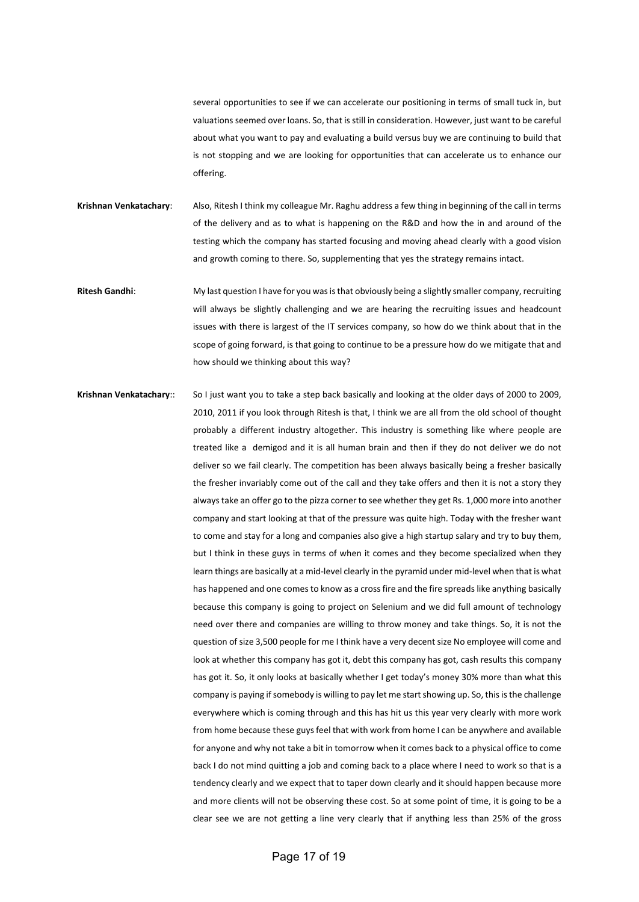several opportunities to see if we can accelerate our positioning in terms of small tuck in, but valuations seemed over loans. So, that is still in consideration. However, just want to be careful about what you want to pay and evaluating a build versus buy we are continuing to build that is not stopping and we are looking for opportunities that can accelerate us to enhance our offering.

**Krishnan Venkatachary**: Also, Ritesh I think my colleague Mr. Raghu address a few thing in beginning of the call in terms of the delivery and as to what is happening on the R&D and how the in and around of the testing which the company has started focusing and moving ahead clearly with a good vision and growth coming to there. So, supplementing that yes the strategy remains intact.

**Ritesh Gandhi**: My last question I have for you was is that obviously being a slightly smaller company, recruiting will always be slightly challenging and we are hearing the recruiting issues and headcount issues with there is largest of the IT services company, so how do we think about that in the scope of going forward, is that going to continue to be a pressure how do we mitigate that and how should we thinking about this way?

**Krishnan Venkatachary**:: So I just want you to take a step back basically and looking at the older days of 2000 to 2009, 2010, 2011 if you look through Ritesh is that, I think we are all from the old school of thought probably a different industry altogether. This industry is something like where people are treated like a demigod and it is all human brain and then if they do not deliver we do not deliver so we fail clearly. The competition has been always basically being a fresher basically the fresher invariably come out of the call and they take offers and then it is not a story they always take an offer go to the pizza corner to see whether they get Rs. 1,000 more into another company and start looking at that of the pressure was quite high. Today with the fresher want to come and stay for a long and companies also give a high startup salary and try to buy them, but I think in these guys in terms of when it comes and they become specialized when they learn things are basically at a mid-level clearly in the pyramid under mid-level when that is what has happened and one comes to know as a cross fire and the fire spreads like anything basically because this company is going to project on Selenium and we did full amount of technology need over there and companies are willing to throw money and take things. So, it is not the question of size 3,500 people for me I think have a very decent size No employee will come and look at whether this company has got it, debt this company has got, cash results this company has got it. So, it only looks at basically whether I get today's money 30% more than what this company is paying if somebody is willing to pay let me start showing up. So, this is the challenge everywhere which is coming through and this has hit us this year very clearly with more work from home because these guys feel that with work from home I can be anywhere and available for anyone and why not take a bit in tomorrow when it comes back to a physical office to come back I do not mind quitting a job and coming back to a place where I need to work so that is a tendency clearly and we expect that to taper down clearly and it should happen because more and more clients will not be observing these cost. So at some point of time, it is going to be a clear see we are not getting a line very clearly that if anything less than 25% of the gross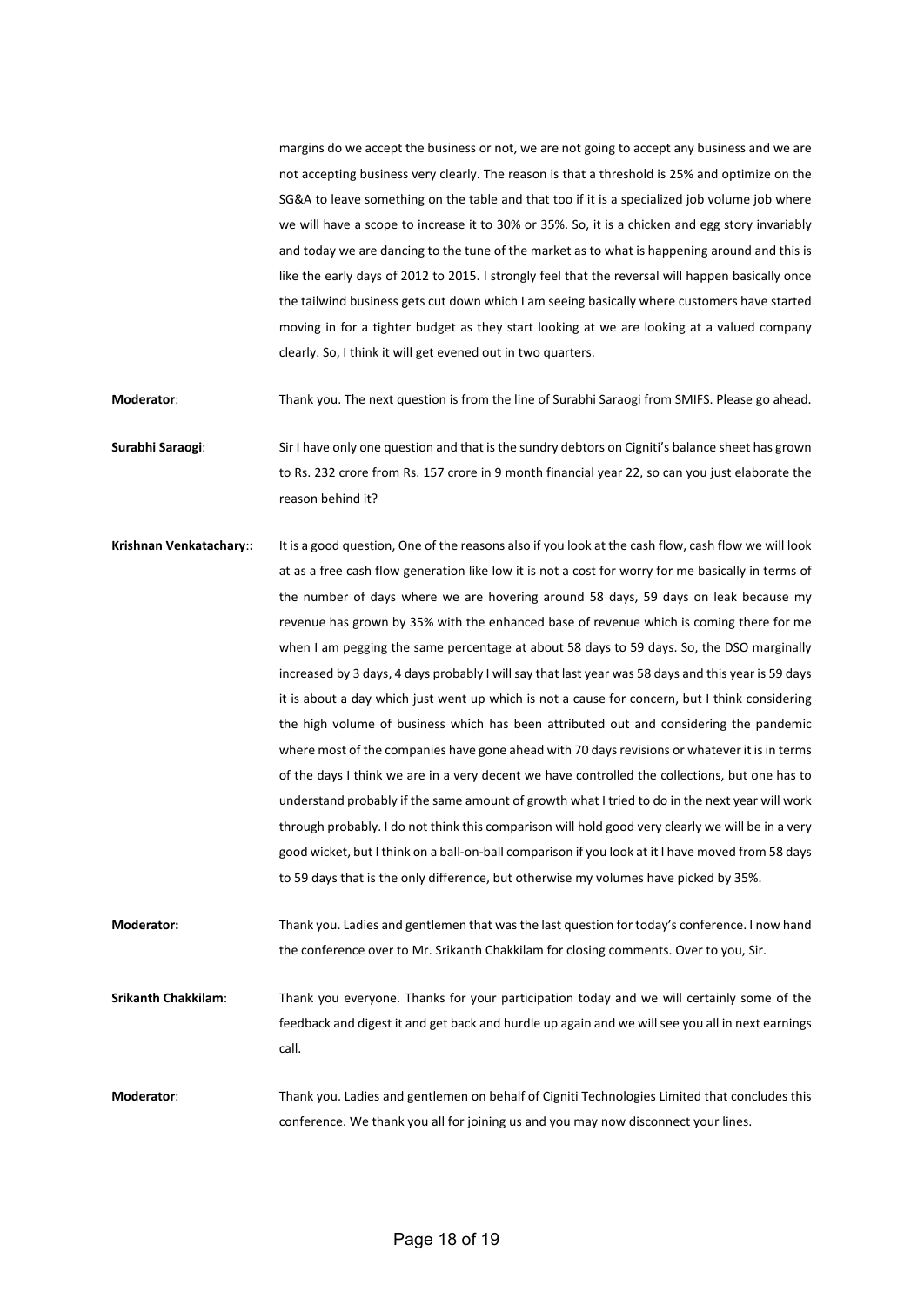margins do we accept the business or not, we are not going to accept any business and we are not accepting business very clearly. The reason is that a threshold is 25% and optimize on the SG&A to leave something on the table and that too if it is a specialized job volume job where we will have a scope to increase it to 30% or 35%. So, it is a chicken and egg story invariably and today we are dancing to the tune of the market as to what is happening around and this is like the early days of 2012 to 2015. I strongly feel that the reversal will happen basically once the tailwind business gets cut down which I am seeing basically where customers have started moving in for a tighter budget as they start looking at we are looking at a valued company clearly. So, I think it will get evened out in two quarters.

**Moderator**: Thank you. The next question is from the line of Surabhi Saraogi from SMIFS. Please go ahead.

**Surabhi Saraogi**: Sir I have only one question and that is the sundry debtors on Cigniti's balance sheet has grown to Rs. 232 crore from Rs. 157 crore in 9 month financial year 22, so can you just elaborate the reason behind it?

**Krishnan Venkatachary**:: It is a good question, One of the reasons also if you look at the cash flow, cash flow we will look at as a free cash flow generation like low it is not a cost for worry for me basically in terms of the number of days where we are hovering around 58 days, 59 days on leak because my revenue has grown by 35% with the enhanced base of revenue which is coming there for me when I am pegging the same percentage at about 58 days to 59 days. So, the DSO marginally increased by 3 days, 4 days probably I will say that last year was 58 days and this year is 59 days it is about a day which just went up which is not a cause for concern, but I think considering the high volume of business which has been attributed out and considering the pandemic where most of the companies have gone ahead with 70 days revisions or whatever it is in terms of the days I think we are in a very decent we have controlled the collections, but one has to understand probably if the same amount of growth what I tried to do in the next year will work through probably. I do not think this comparison will hold good very clearly we will be in a very good wicket, but I think on a ball-on-ball comparison if you look at it I have moved from 58 days to 59 days that is the only difference, but otherwise my volumes have picked by 35%.

**Moderator:** Thank you. Ladies and gentlemen that was the last question for today's conference. I now hand the conference over to Mr. Srikanth Chakkilam for closing comments. Over to you, Sir.

**Srikanth Chakkilam**: Thank you everyone. Thanks for your participation today and we will certainly some of the feedback and digest it and get back and hurdle up again and we will see you all in next earnings call.

**Moderator**: Thank you. Ladies and gentlemen on behalf of Cigniti Technologies Limited that concludes this conference. We thank you all for joining us and you may now disconnect your lines.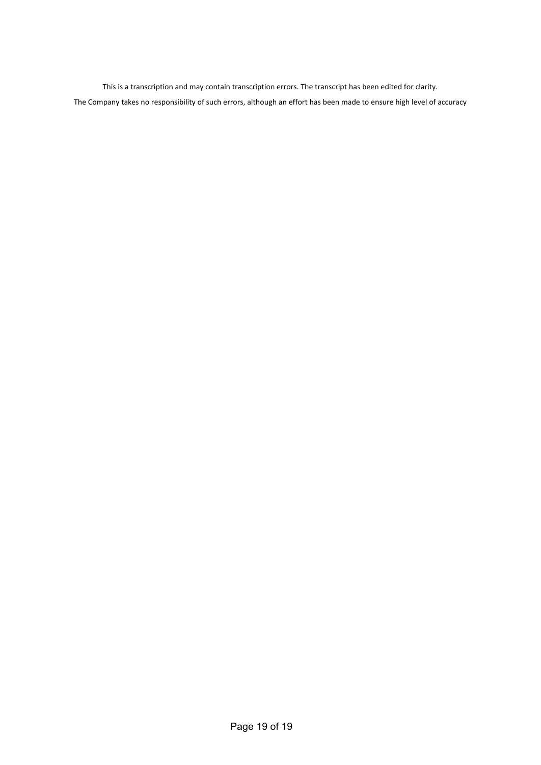This is a transcription and may contain transcription errors. The transcript has been edited for clarity.

The Company takes no responsibility of such errors, although an effort has been made to ensure high level of accuracy